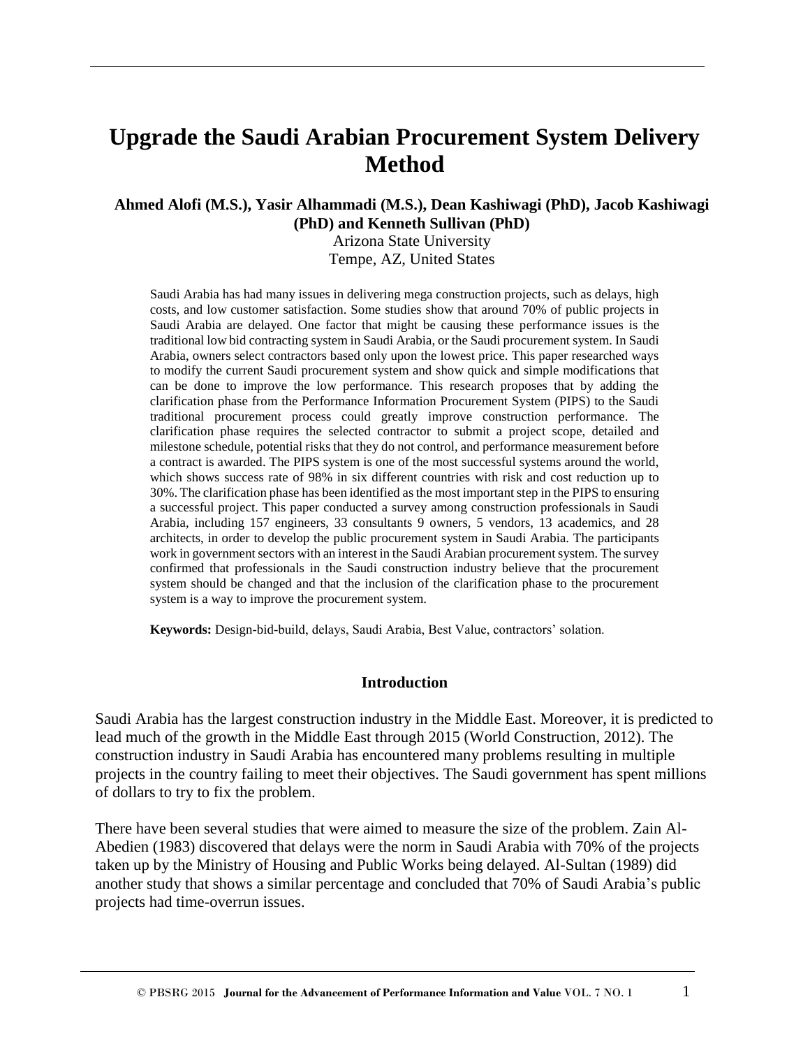# Upgrade the Saudi Arabian Procurement System Delivery Method

**Ahmed Alofi (M.S.), Yasir Alhammadi (M.S.), Dean Kashiwagi (PhD), Jacob Kashiwagi (PhD) and Kenneth Sullivan (PhD)**

Arizona State University
Tempe, AZ, United States

Saudi Arabia has had many issues in delivering mega construction projects, such as delays, high costs, and low customer satisfaction. Some studies show that around 70% of public projects in Saudi Arabia are delayed. One factor that might be causing these performance issues is the traditional low bid contracting system in Saudi Arabia, or the Saudi procurement system. In Saudi Arabia, owners select contractors based only upon the lowest price. This paper researched ways to modify the current Saudi procurement system and show quick and simple modifications that can be done to improve the low performance. This research proposes that by adding the clarification phase from the Performance Information Procurement System (PIPS) to the Saudi traditional procurement process could greatly improve construction performance. The clarification phase requires the selected contractor to submit a project scope, detailed and milestone schedule, potential risks that they do not control, and performance measurement before a contract is awarded. The PIPS system is one of the most successful systems around the world, which shows success rate of 98% in six different countries with risk and cost reduction up to 30%. The clarification phase has been identified as the most important step in the PIPS to ensuring a successful project. This paper conducted a survey among construction professionals in Saudi Arabia, including 157 engineers, 33 consultants 9 owners, 5 vendors, 13 academics, and 28 architects, in order to develop the public procurement system in Saudi Arabia. The participants work in government sectors with an interest in the Saudi Arabian procurement system. The survey confirmed that professionals in the Saudi construction industry believe that the procurement system should be changed and that the inclusion of the clarification phase to the procurement system is a way to improve the procurement system.

**Keywords:** Design-bid-build, delays, Saudi Arabia, Best Value, contractors' solation.

## Introduction

Saudi Arabia has the largest construction industry in the Middle East. Moreover, it is predicted to lead much of the growth in the Middle East through 2015 (World Construction, 2012). The construction industry in Saudi Arabia has encountered many problems resulting in multiple projects in the country failing to meet their objectives. The Saudi government has spent millions of dollars to try to fix the problem.

There have been several studies that were aimed to measure the size of the problem. Zain Al-Abedien (1983) discovered that delays were the norm in Saudi Arabia with 70% of the projects taken up by the Ministry of Housing and Public Works being delayed. Al-Sultan (1989) did another study that shows a similar percentage and concluded that 70% of Saudi Arabia's public projects had time-overrun issues.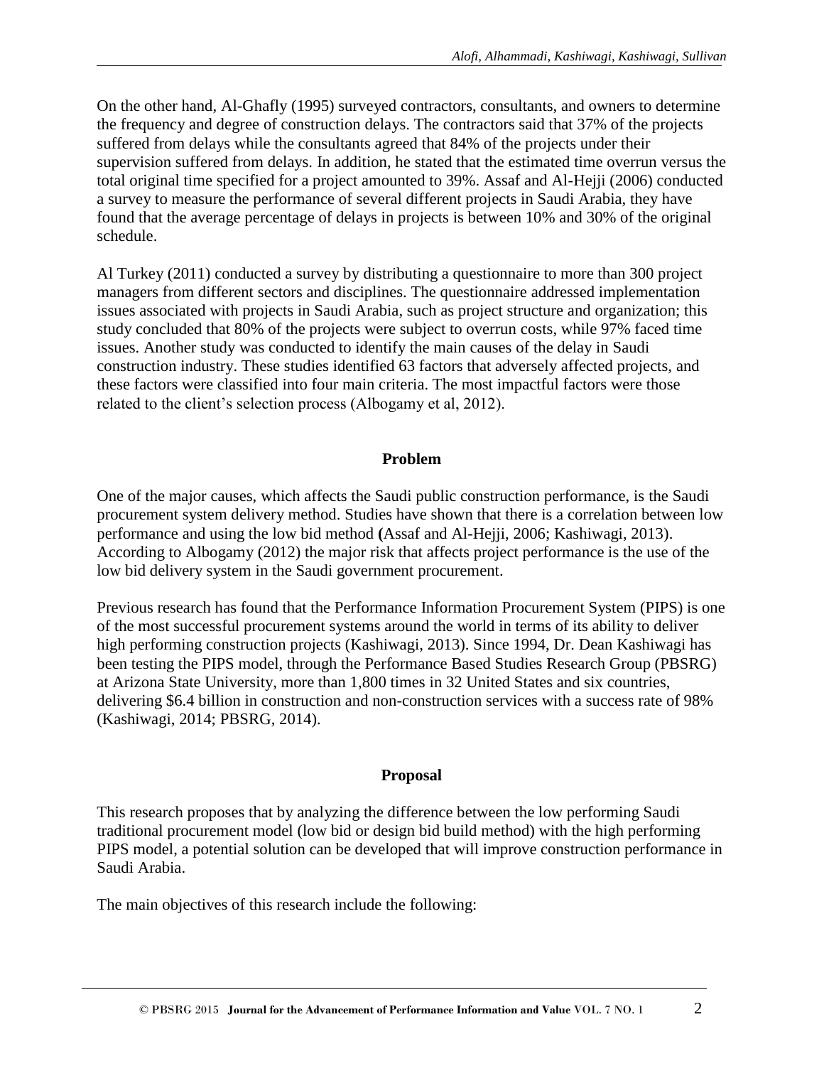On the other hand, Al-Ghafly (1995) surveyed contractors, consultants, and owners to determine the frequency and degree of construction delays. The contractors said that 37% of the projects suffered from delays while the consultants agreed that 84% of the projects under their supervision suffered from delays. In addition, he stated that the estimated time overrun versus the total original time specified for a project amounted to 39%. Assaf and Al-Hejji (2006) conducted a survey to measure the performance of several different projects in Saudi Arabia, they have found that the average percentage of delays in projects is between 10% and 30% of the original schedule.

Al Turkey (2011) conducted a survey by distributing a questionnaire to more than 300 project managers from different sectors and disciplines. The questionnaire addressed implementation issues associated with projects in Saudi Arabia, such as project structure and organization; this study concluded that 80% of the projects were subject to overrun costs, while 97% faced time issues. Another study was conducted to identify the main causes of the delay in Saudi construction industry. These studies identified 63 factors that adversely affected projects, and these factors were classified into four main criteria. The most impactful factors were those related to the client's selection process (Albogamy et al, 2012).

## Problem

One of the major causes, which affects the Saudi public construction performance, is the Saudi procurement system delivery method. Studies have shown that there is a correlation between low performance and using the low bid method **(**Assaf and Al-Hejji, 2006; Kashiwagi, 2013). According to Albogamy (2012) the major risk that affects project performance is the use of the low bid delivery system in the Saudi government procurement.

Previous research has found that the Performance Information Procurement System (PIPS) is one of the most successful procurement systems around the world in terms of its ability to deliver high performing construction projects (Kashiwagi, 2013). Since 1994, Dr. Dean Kashiwagi has been testing the PIPS model, through the Performance Based Studies Research Group (PBSRG) at Arizona State University, more than 1,800 times in 32 United States and six countries, delivering $6.4 billion in construction and non-construction services with a success rate of 98% (Kashiwagi, 2014; PBSRG, 2014).

## Proposal

This research proposes that by analyzing the difference between the low performing Saudi traditional procurement model (low bid or design bid build method) with the high performing PIPS model, a potential solution can be developed that will improve construction performance in Saudi Arabia.

The main objectives of this research include the following: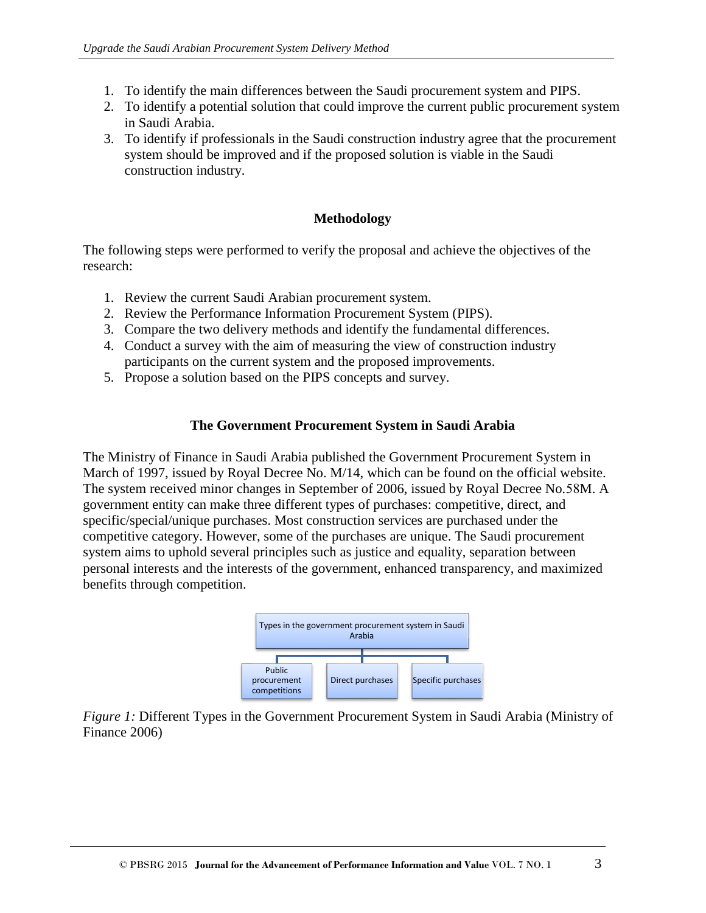1. To identify the main differences between the Saudi procurement system and PIPS.
2. To identify a potential solution that could improve the current public procurement system in Saudi Arabia.
3. To identify if professionals in the Saudi construction industry agree that the procurement system should be improved and if the proposed solution is viable in the Saudi construction industry.

## Methodology

The following steps were performed to verify the proposal and achieve the objectives of the research:

1. Review the current Saudi Arabian procurement system.
2. Review the Performance Information Procurement System (PIPS).
3. Compare the two delivery methods and identify the fundamental differences.
4. Conduct a survey with the aim of measuring the view of construction industry participants on the current system and the proposed improvements.
5. Propose a solution based on the PIPS concepts and survey.

## The Government Procurement System in Saudi Arabia

The Ministry of Finance in Saudi Arabia published the Government Procurement System in March of 1997, issued by Royal Decree No. M/14, which can be found on the official website. The system received minor changes in September of 2006, issued by Royal Decree No.58M. A government entity can make three different types of purchases: competitive, direct, and specific/special/unique purchases. Most construction services are purchased under the competitive category. However, some of the purchases are unique. The Saudi procurement system aims to uphold several principles such as justice and equality, separation between personal interests and the interests of the government, enhanced transparency, and maximized benefits through competition.

Types in the government procurement system in Saudi Arabia

Public procurement competitions

Direct purchases

Specific purchases

*Figure 1:* Different Types in the Government Procurement System in Saudi Arabia (Ministry of Finance 2006)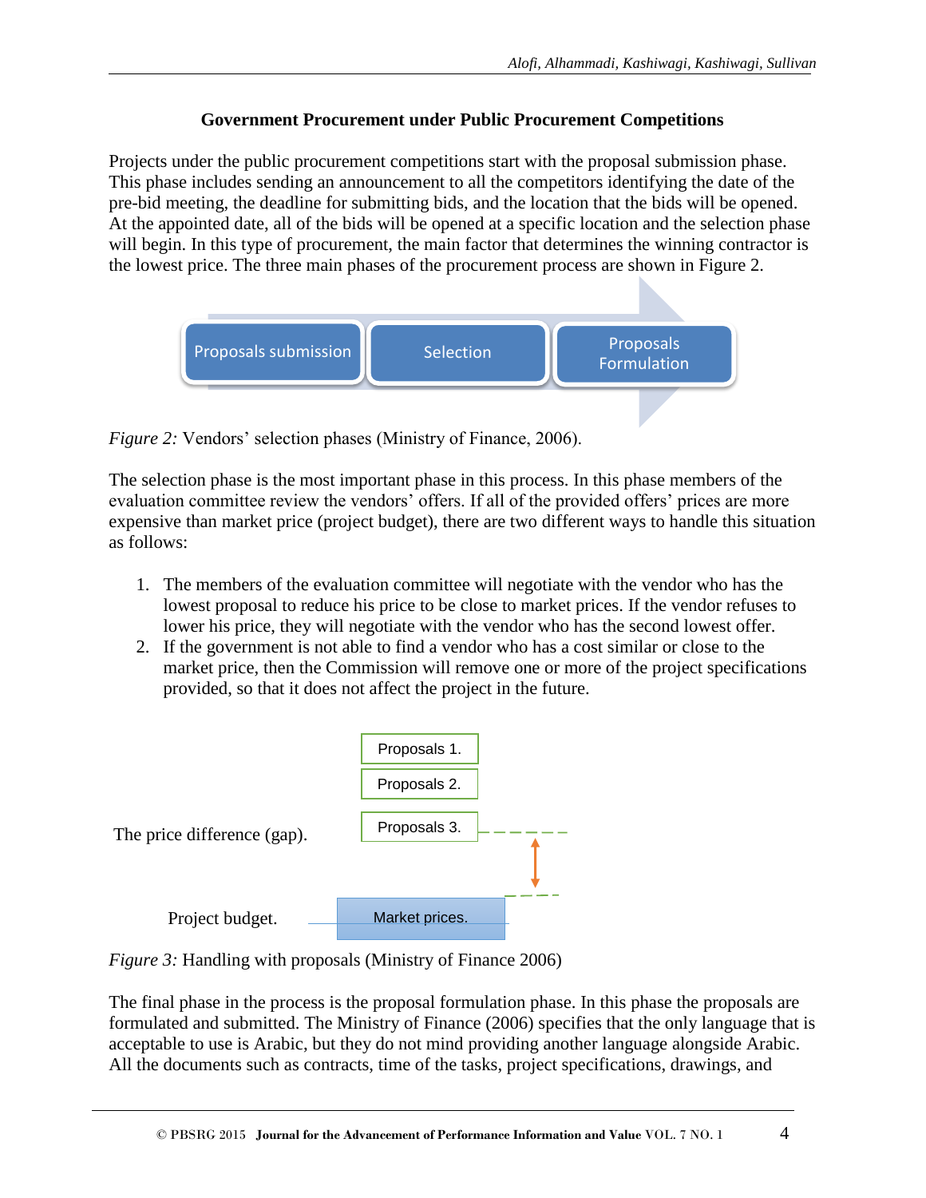### Government Procurement under Public Procurement Competitions

Projects under the public procurement competitions start with the proposal submission phase. This phase includes sending an announcement to all the competitors identifying the date of the pre-bid meeting, the deadline for submitting bids, and the location that the bids will be opened. At the appointed date, all of the bids will be opened at a specific location and the selection phase will begin. In this type of procurement, the main factor that determines the winning contractor is the lowest price. The three main phases of the procurement process are shown in Figure 2.

Proposals submission

Selection

Proposals Formulation

*Figure 2:* Vendors' selection phases (Ministry of Finance, 2006).

The selection phase is the most important phase in this process. In this phase members of the evaluation committee review the vendors' offers. If all of the provided offers' prices are more expensive than market price (project budget), there are two different ways to handle this situation as follows:

1. The members of the evaluation committee will negotiate with the vendor who has the lowest proposal to reduce his price to be close to market prices. If the vendor refuses to lower his price, they will negotiate with the vendor who has the second lowest offer.
2. If the government is not able to find a vendor who has a cost similar or close to the market price, then the Commission will remove one or more of the project specifications provided, so that it does not affect the project in the future.

Proposals 1.

Proposals 2.

Proposals 3.

The price difference (gap).

Project budget.

Market prices.

*Figure 3:* Handling with proposals (Ministry of Finance 2006)

The final phase in the process is the proposal formulation phase. In this phase the proposals are formulated and submitted. The Ministry of Finance (2006) specifies that the only language that is acceptable to use is Arabic, but they do not mind providing another language alongside Arabic. All the documents such as contracts, time of the tasks, project specifications, drawings, and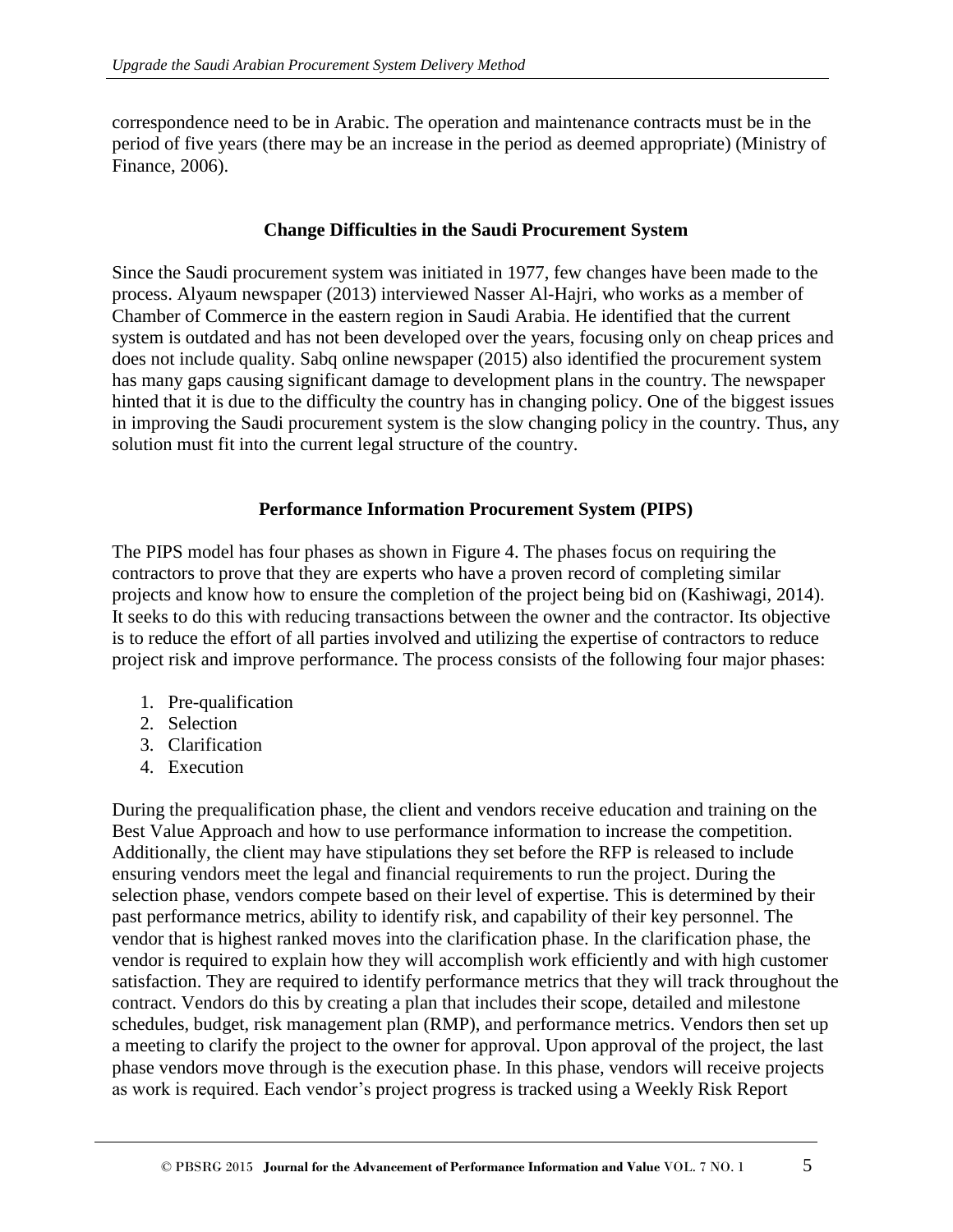correspondence need to be in Arabic. The operation and maintenance contracts must be in the period of five years (there may be an increase in the period as deemed appropriate) (Ministry of Finance, 2006).

## Change Difficulties in the Saudi Procurement System

Since the Saudi procurement system was initiated in 1977, few changes have been made to the process. Alyaum newspaper (2013) interviewed Nasser Al-Hajri, who works as a member of Chamber of Commerce in the eastern region in Saudi Arabia. He identified that the current system is outdated and has not been developed over the years, focusing only on cheap prices and does not include quality. Sabq online newspaper (2015) also identified the procurement system has many gaps causing significant damage to development plans in the country. The newspaper hinted that it is due to the difficulty the country has in changing policy. One of the biggest issues in improving the Saudi procurement system is the slow changing policy in the country. Thus, any solution must fit into the current legal structure of the country.

## Performance Information Procurement System (PIPS)

The PIPS model has four phases as shown in Figure 4. The phases focus on requiring the contractors to prove that they are experts who have a proven record of completing similar projects and know how to ensure the completion of the project being bid on (Kashiwagi, 2014). It seeks to do this with reducing transactions between the owner and the contractor. Its objective is to reduce the effort of all parties involved and utilizing the expertise of contractors to reduce project risk and improve performance. The process consists of the following four major phases:

1. Pre-qualification
2. Selection
3. Clarification
4. Execution

During the prequalification phase, the client and vendors receive education and training on the Best Value Approach and how to use performance information to increase the competition. Additionally, the client may have stipulations they set before the RFP is released to include ensuring vendors meet the legal and financial requirements to run the project. During the selection phase, vendors compete based on their level of expertise. This is determined by their past performance metrics, ability to identify risk, and capability of their key personnel. The vendor that is highest ranked moves into the clarification phase. In the clarification phase, the vendor is required to explain how they will accomplish work efficiently and with high customer satisfaction. They are required to identify performance metrics that they will track throughout the contract. Vendors do this by creating a plan that includes their scope, detailed and milestone schedules, budget, risk management plan (RMP), and performance metrics. Vendors then set up a meeting to clarify the project to the owner for approval. Upon approval of the project, the last phase vendors move through is the execution phase. In this phase, vendors will receive projects as work is required. Each vendor's project progress is tracked using a Weekly Risk Report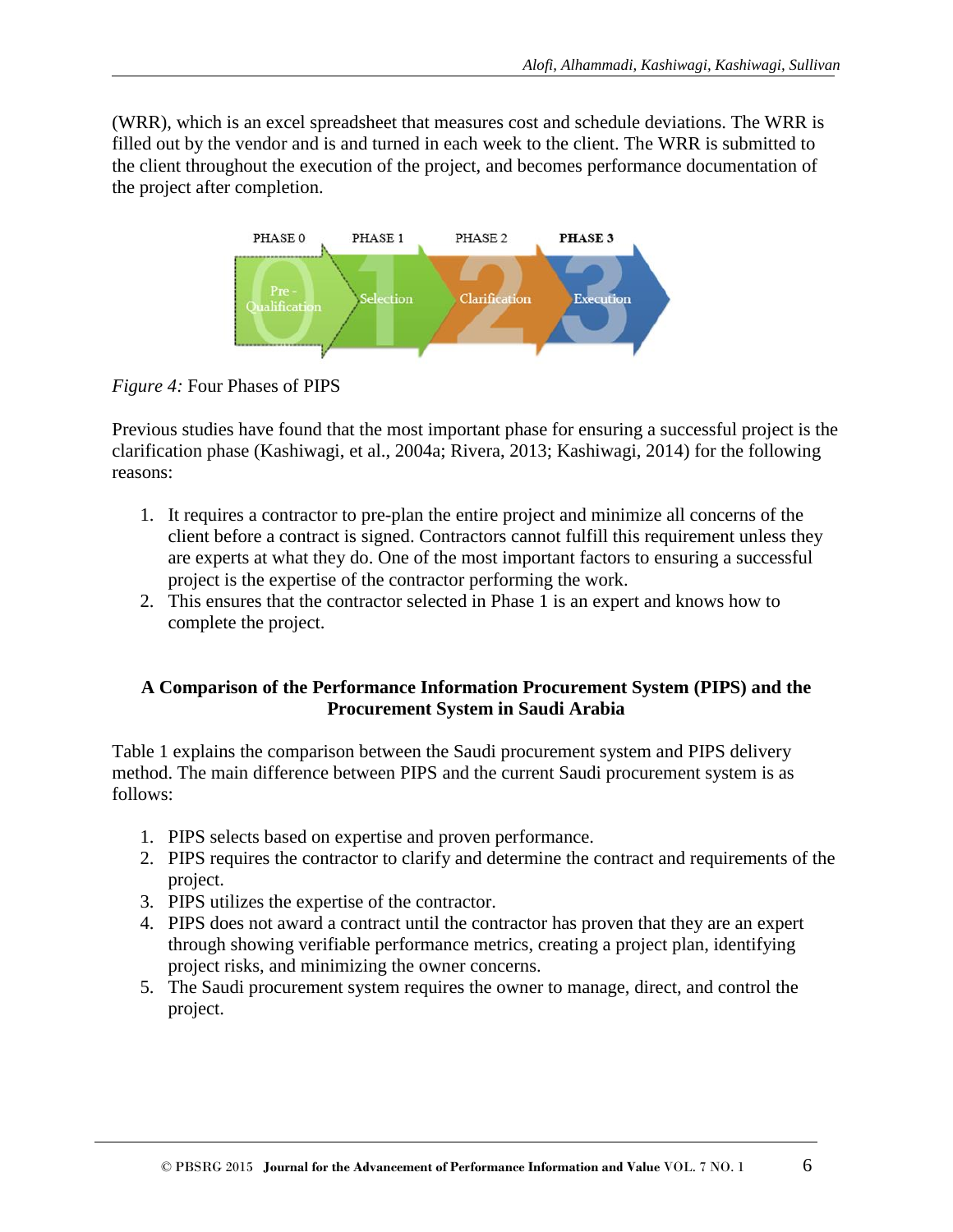(WRR), which is an excel spreadsheet that measures cost and schedule deviations. The WRR is filled out by the vendor and is and turned in each week to the client. The WRR is submitted to the client throughout the execution of the project, and becomes performance documentation of the project after completion.

PHASE 0
PHASE 1
PHASE 2
PHASE 3
Pre - Qualification
Selection
Clarification
Execution

*Figure 4:* Four Phases of PIPS

Previous studies have found that the most important phase for ensuring a successful project is the clarification phase (Kashiwagi, et al., 2004a; Rivera, 2013; Kashiwagi, 2014) for the following reasons:

1. It requires a contractor to pre-plan the entire project and minimize all concerns of the client before a contract is signed. Contractors cannot fulfill this requirement unless they are experts at what they do. One of the most important factors to ensuring a successful project is the expertise of the contractor performing the work.
2. This ensures that the contractor selected in Phase 1 is an expert and knows how to complete the project.

### A Comparison of the Performance Information Procurement System (PIPS) and the Procurement System in Saudi Arabia

Table 1 explains the comparison between the Saudi procurement system and PIPS delivery method. The main difference between PIPS and the current Saudi procurement system is as follows:

1. PIPS selects based on expertise and proven performance.
2. PIPS requires the contractor to clarify and determine the contract and requirements of the project.
3. PIPS utilizes the expertise of the contractor.
4. PIPS does not award a contract until the contractor has proven that they are an expert through showing verifiable performance metrics, creating a project plan, identifying project risks, and minimizing the owner concerns.
5. The Saudi procurement system requires the owner to manage, direct, and control the project.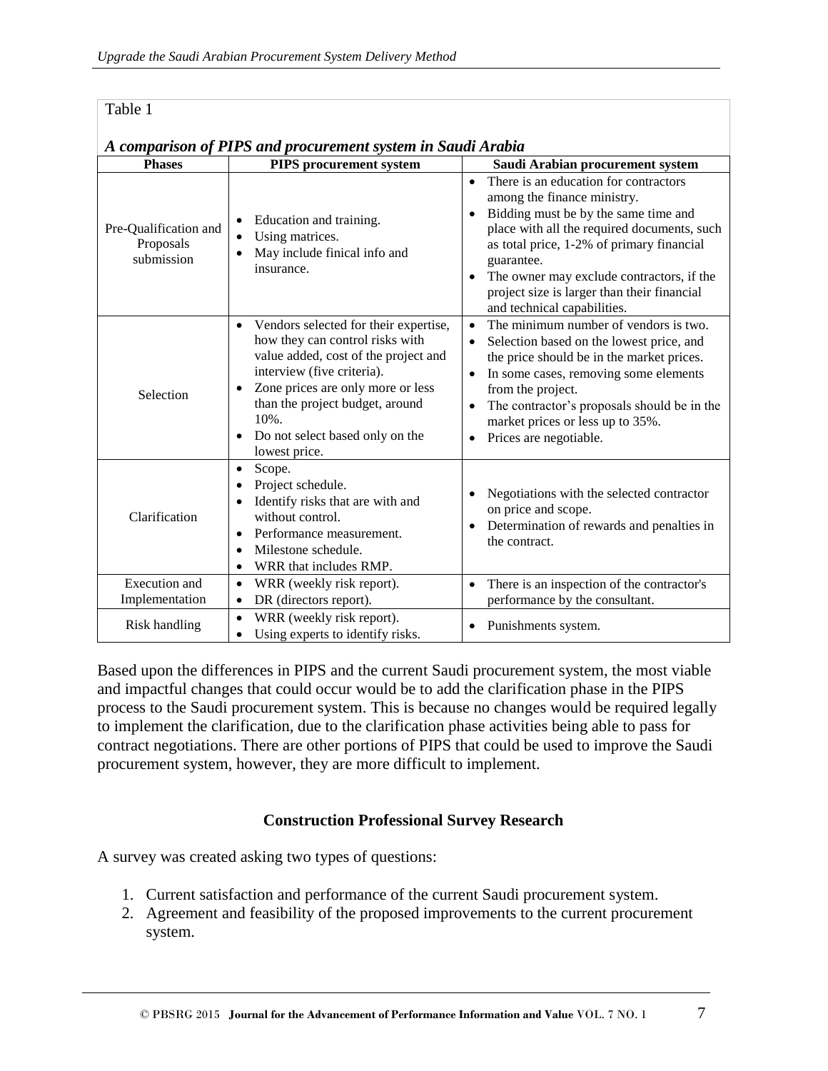Table 1

*A comparison of PIPS and procurement system in Saudi Arabia*

| Phases | PIPS procurement system | Saudi Arabian procurement system |
| --- | --- | --- |
| Pre-Qualification and Proposals submission | • Education and training.<br>• Using matrices.<br>• May include finical info and insurance. | • There is an education for contractors among the finance ministry.<br>• Bidding must be by the same time and place with all the required documents, such as total price, 1-2% of primary financial guarantee.<br>• The owner may exclude contractors, if the project size is larger than their financial and technical capabilities. |
| Selection | • Vendors selected for their expertise, how they can control risks with value added, cost of the project and interview (five criteria).<br>• Zone prices are only more or less than the project budget, around 10%.<br>• Do not select based only on the lowest price. | • The minimum number of vendors is two.<br>• Selection based on the lowest price, and the price should be in the market prices.<br>• In some cases, removing some elements from the project.<br>• The contractor's proposals should be in the market prices or less up to 35%.<br>• Prices are negotiable. |
| Clarification | • Scope.<br>• Project schedule.<br>• Identify risks that are with and without control.<br>• Performance measurement.<br>• Milestone schedule.<br>• WRR that includes RMP. | • Negotiations with the selected contractor on price and scope.<br>• Determination of rewards and penalties in the contract. |
| Execution and Implementation | • WRR (weekly risk report).<br>• DR (directors report). | • There is an inspection of the contractor's performance by the consultant. |
| Risk handling | • WRR (weekly risk report).<br>• Using experts to identify risks. | • Punishments system. |

Based upon the differences in PIPS and the current Saudi procurement system, the most viable and impactful changes that could occur would be to add the clarification phase in the PIPS process to the Saudi procurement system. This is because no changes would be required legally to implement the clarification, due to the clarification phase activities being able to pass for contract negotiations. There are other portions of PIPS that could be used to improve the Saudi procurement system, however, they are more difficult to implement.

## Construction Professional Survey Research

A survey was created asking two types of questions:

1. Current satisfaction and performance of the current Saudi procurement system.
2. Agreement and feasibility of the proposed improvements to the current procurement system.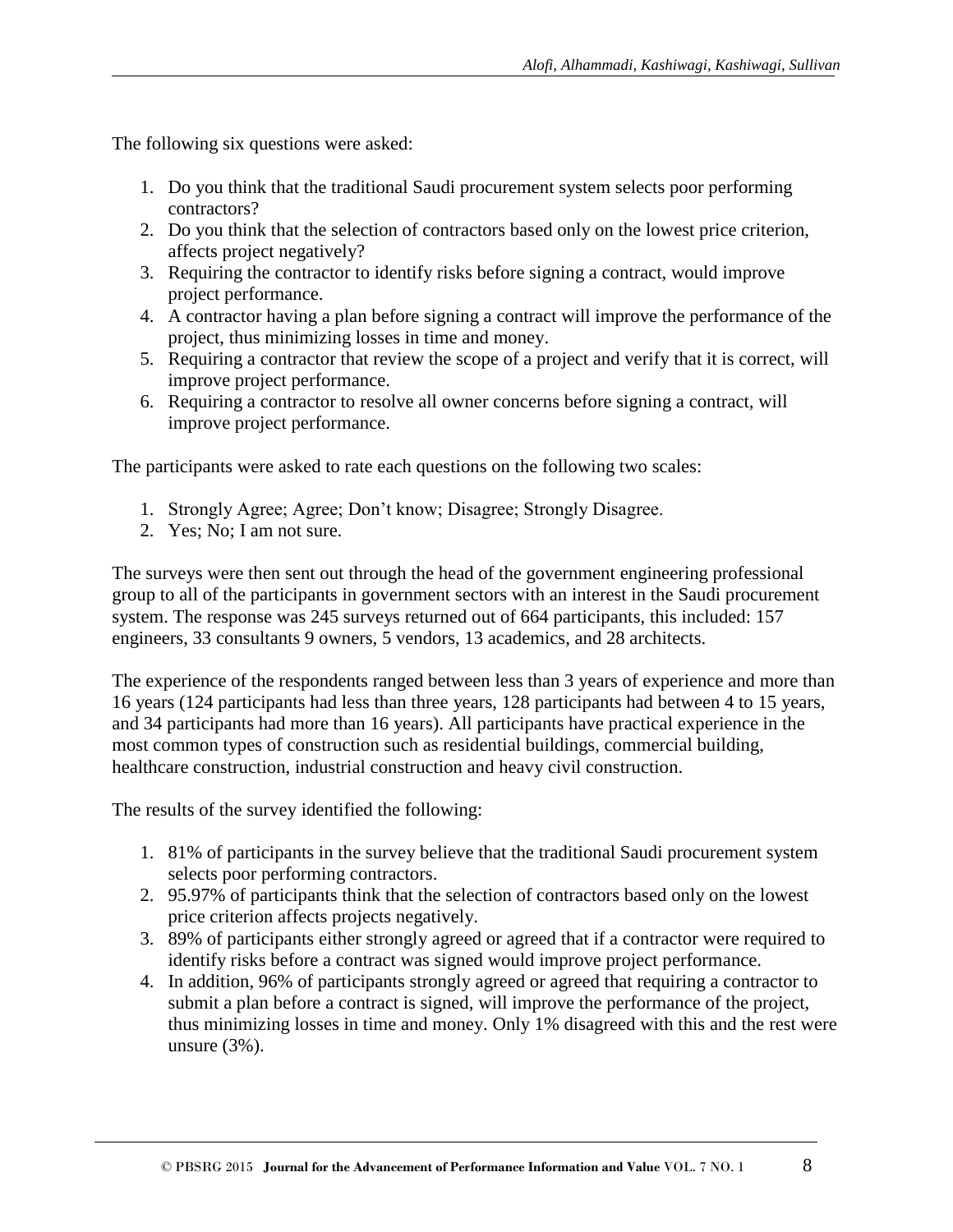The following six questions were asked:

1. Do you think that the traditional Saudi procurement system selects poor performing contractors?
2. Do you think that the selection of contractors based only on the lowest price criterion, affects project negatively?
3. Requiring the contractor to identify risks before signing a contract, would improve project performance.
4. A contractor having a plan before signing a contract will improve the performance of the project, thus minimizing losses in time and money.
5. Requiring a contractor that review the scope of a project and verify that it is correct, will improve project performance.
6. Requiring a contractor to resolve all owner concerns before signing a contract, will improve project performance.

The participants were asked to rate each questions on the following two scales:

1. Strongly Agree; Agree; Don't know; Disagree; Strongly Disagree.
2. Yes; No; I am not sure.

The surveys were then sent out through the head of the government engineering professional group to all of the participants in government sectors with an interest in the Saudi procurement system. The response was 245 surveys returned out of 664 participants, this included: 157 engineers, 33 consultants 9 owners, 5 vendors, 13 academics, and 28 architects.

The experience of the respondents ranged between less than 3 years of experience and more than 16 years (124 participants had less than three years, 128 participants had between 4 to 15 years, and 34 participants had more than 16 years). All participants have practical experience in the most common types of construction such as residential buildings, commercial building, healthcare construction, industrial construction and heavy civil construction.

The results of the survey identified the following:

1. 81% of participants in the survey believe that the traditional Saudi procurement system selects poor performing contractors.
2. 95.97% of participants think that the selection of contractors based only on the lowest price criterion affects projects negatively.
3. 89% of participants either strongly agreed or agreed that if a contractor were required to identify risks before a contract was signed would improve project performance.
4. In addition, 96% of participants strongly agreed or agreed that requiring a contractor to submit a plan before a contract is signed, will improve the performance of the project, thus minimizing losses in time and money. Only 1% disagreed with this and the rest were unsure (3%).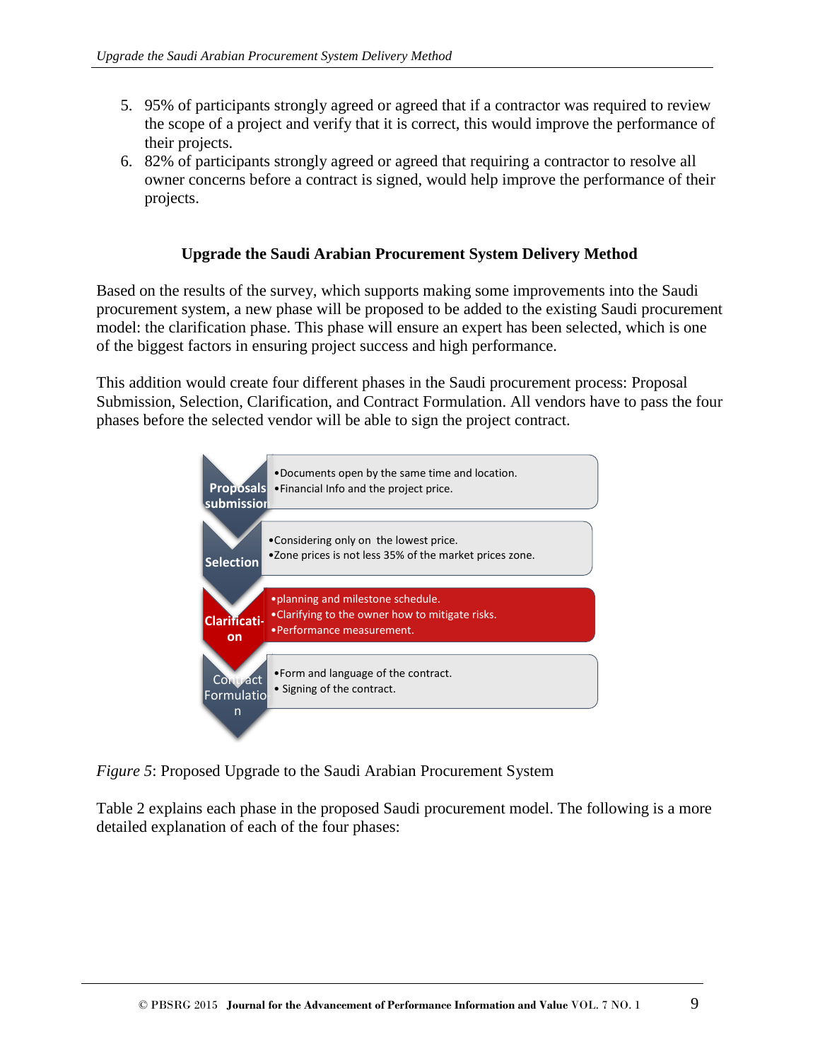5. 95% of participants strongly agreed or agreed that if a contractor was required to review the scope of a project and verify that it is correct, this would improve the performance of their projects.
6. 82% of participants strongly agreed or agreed that requiring a contractor to resolve all owner concerns before a contract is signed, would help improve the performance of their projects.

## Upgrade the Saudi Arabian Procurement System Delivery Method

Based on the results of the survey, which supports making some improvements into the Saudi procurement system, a new phase will be proposed to be added to the existing Saudi procurement model: the clarification phase. This phase will ensure an expert has been selected, which is one of the biggest factors in ensuring project success and high performance.

This addition would create four different phases in the Saudi procurement process: Proposal Submission, Selection, Clarification, and Contract Formulation. All vendors have to pass the four phases before the selected vendor will be able to sign the project contract.

Proposals submission
- Documents open by the same time and location.
- Financial Info and the project price.

Selection
- Considering only on the lowest price.
- Zone prices is not less 35% of the market prices zone.

Clarification
- planning and milestone schedule.
- Clarifying to the owner how to mitigate risks.
- Performance measurement.

Contract Formulation
- Form and language of the contract.
- Signing of the contract.

*Figure 5*: Proposed Upgrade to the Saudi Arabian Procurement System

Table 2 explains each phase in the proposed Saudi procurement model. The following is a more detailed explanation of each of the four phases: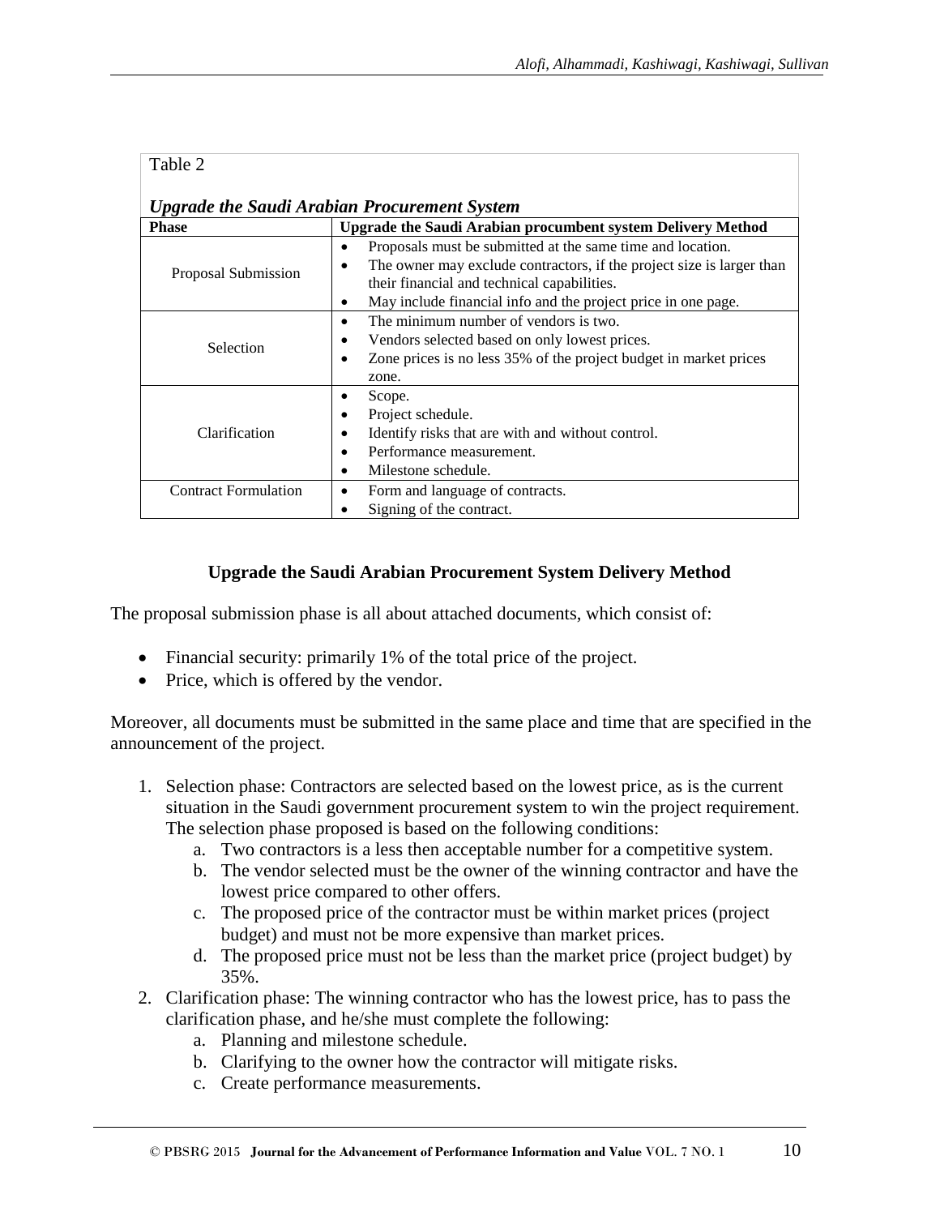Table 2

*Upgrade the Saudi Arabian Procurement System*

| Phase | Upgrade the Saudi Arabian procumbent system Delivery Method |
|---|---|
| Proposal Submission | • Proposals must be submitted at the same time and location.<br>• The owner may exclude contractors, if the project size is larger than their financial and technical capabilities.<br>• May include financial info and the project price in one page. |
| Selection | • The minimum number of vendors is two.<br>• Vendors selected based on only lowest prices.<br>• Zone prices is no less 35% of the project budget in market prices zone. |
| Clarification | • Scope.<br>• Project schedule.<br>• Identify risks that are with and without control.<br>• Performance measurement.<br>• Milestone schedule. |
| Contract Formulation | • Form and language of contracts.<br>• Signing of the contract. |

## Upgrade the Saudi Arabian Procurement System Delivery Method

The proposal submission phase is all about attached documents, which consist of:

- Financial security: primarily 1% of the total price of the project.
- Price, which is offered by the vendor.

Moreover, all documents must be submitted in the same place and time that are specified in the announcement of the project.

1. Selection phase: Contractors are selected based on the lowest price, as is the current situation in the Saudi government procurement system to win the project requirement. The selection phase proposed is based on the following conditions:
    a. Two contractors is a less then acceptable number for a competitive system.
    b. The vendor selected must be the owner of the winning contractor and have the lowest price compared to other offers.
    c. The proposed price of the contractor must be within market prices (project budget) and must not be more expensive than market prices.
    d. The proposed price must not be less than the market price (project budget) by 35%.
2. Clarification phase: The winning contractor who has the lowest price, has to pass the clarification phase, and he/she must complete the following:
    a. Planning and milestone schedule.
    b. Clarifying to the owner how the contractor will mitigate risks.
    c. Create performance measurements.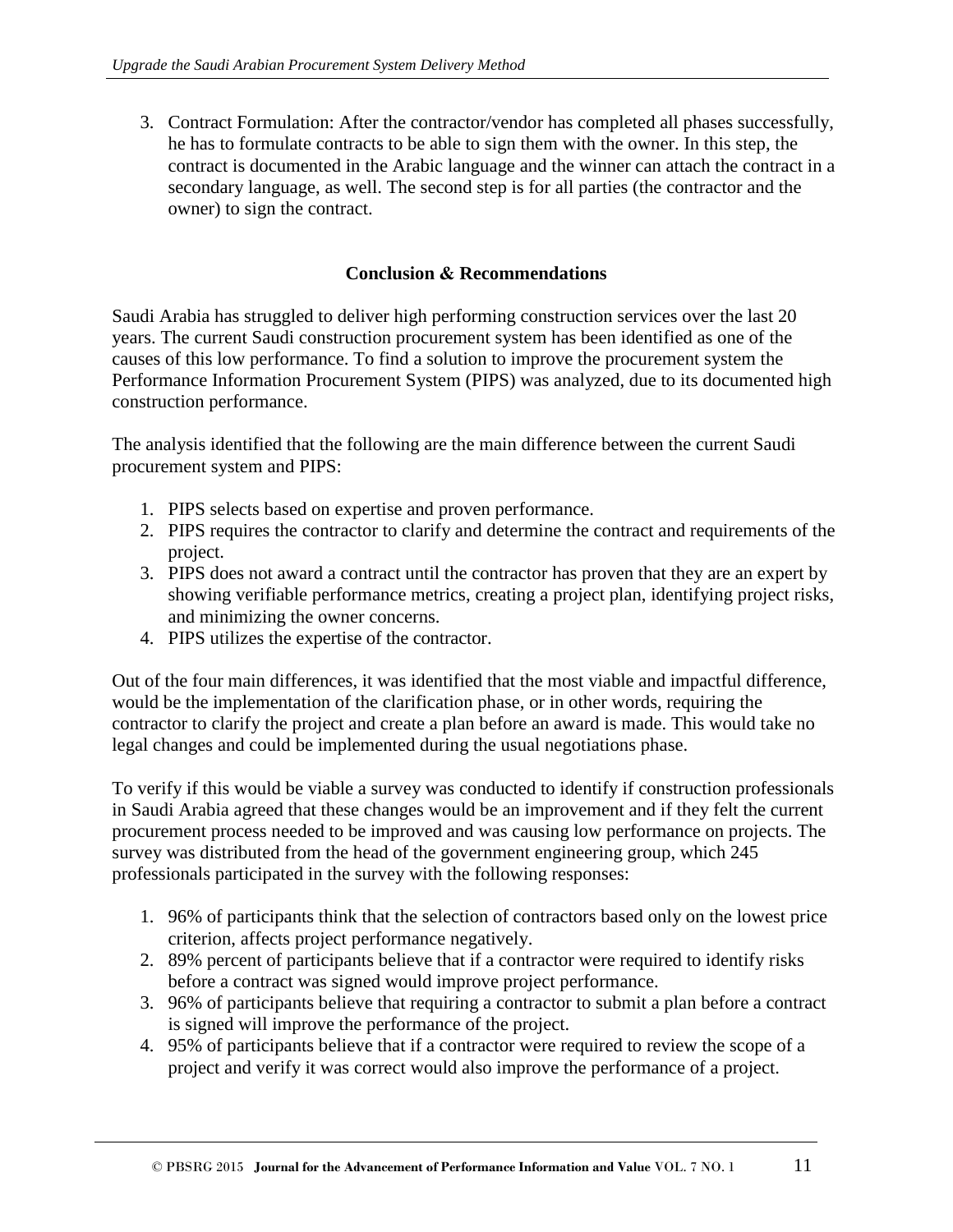3. Contract Formulation: After the contractor/vendor has completed all phases successfully, he has to formulate contracts to be able to sign them with the owner. In this step, the contract is documented in the Arabic language and the winner can attach the contract in a secondary language, as well. The second step is for all parties (the contractor and the owner) to sign the contract.

## Conclusion & Recommendations

Saudi Arabia has struggled to deliver high performing construction services over the last 20 years. The current Saudi construction procurement system has been identified as one of the causes of this low performance. To find a solution to improve the procurement system the Performance Information Procurement System (PIPS) was analyzed, due to its documented high construction performance.

The analysis identified that the following are the main difference between the current Saudi procurement system and PIPS:

1. PIPS selects based on expertise and proven performance.
2. PIPS requires the contractor to clarify and determine the contract and requirements of the project.
3. PIPS does not award a contract until the contractor has proven that they are an expert by showing verifiable performance metrics, creating a project plan, identifying project risks, and minimizing the owner concerns.
4. PIPS utilizes the expertise of the contractor.

Out of the four main differences, it was identified that the most viable and impactful difference, would be the implementation of the clarification phase, or in other words, requiring the contractor to clarify the project and create a plan before an award is made. This would take no legal changes and could be implemented during the usual negotiations phase.

To verify if this would be viable a survey was conducted to identify if construction professionals in Saudi Arabia agreed that these changes would be an improvement and if they felt the current procurement process needed to be improved and was causing low performance on projects. The survey was distributed from the head of the government engineering group, which 245 professionals participated in the survey with the following responses:

1. 96% of participants think that the selection of contractors based only on the lowest price criterion, affects project performance negatively.
2. 89% percent of participants believe that if a contractor were required to identify risks before a contract was signed would improve project performance.
3. 96% of participants believe that requiring a contractor to submit a plan before a contract is signed will improve the performance of the project.
4. 95% of participants believe that if a contractor were required to review the scope of a project and verify it was correct would also improve the performance of a project.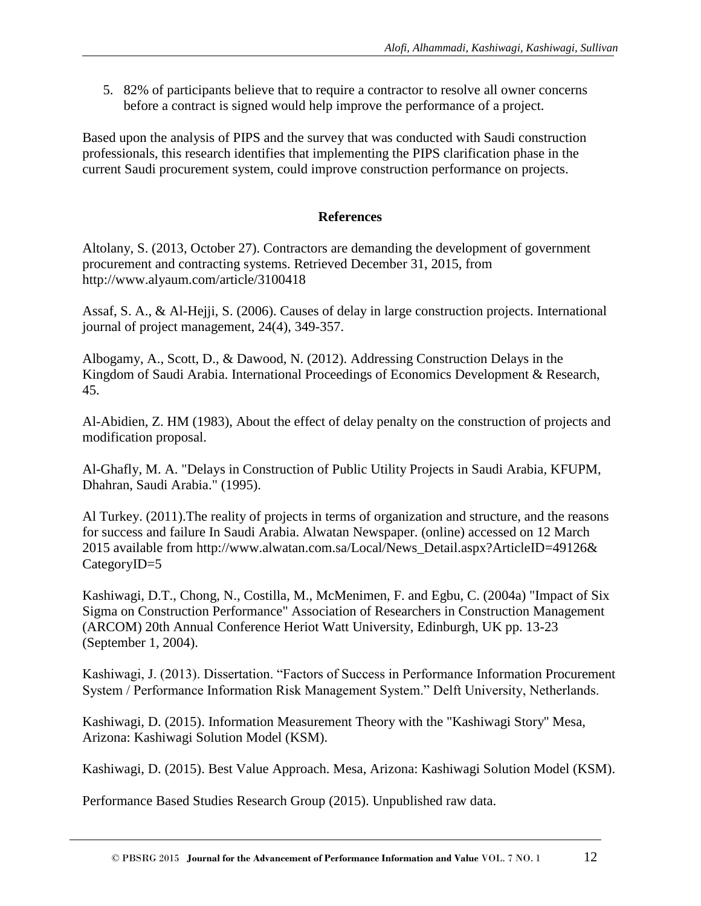5. 82% of participants believe that to require a contractor to resolve all owner concerns before a contract is signed would help improve the performance of a project.

Based upon the analysis of PIPS and the survey that was conducted with Saudi construction professionals, this research identifies that implementing the PIPS clarification phase in the current Saudi procurement system, could improve construction performance on projects.

## References

Altolany, S. (2013, October 27). Contractors are demanding the development of government procurement and contracting systems. Retrieved December 31, 2015, from http://www.alyaum.com/article/3100418

Assaf, S. A., & Al-Hejji, S. (2006). Causes of delay in large construction projects. International journal of project management, 24(4), 349-357.

Albogamy, A., Scott, D., & Dawood, N. (2012). Addressing Construction Delays in the Kingdom of Saudi Arabia. International Proceedings of Economics Development & Research, 45.

Al-Abidien, Z. HM (1983), About the effect of delay penalty on the construction of projects and modification proposal.

Al-Ghafly, M. A. "Delays in Construction of Public Utility Projects in Saudi Arabia, KFUPM, Dhahran, Saudi Arabia." (1995).

Al Turkey. (2011).The reality of projects in terms of organization and structure, and the reasons for success and failure In Saudi Arabia. Alwatan Newspaper. (online) accessed on 12 March 2015 available from http://www.alwatan.com.sa/Local/News_Detail.aspx?ArticleID=49126& CategoryID=5

Kashiwagi, D.T., Chong, N., Costilla, M., McMenimen, F. and Egbu, C. (2004a) "Impact of Six Sigma on Construction Performance" Association of Researchers in Construction Management (ARCOM) 20th Annual Conference Heriot Watt University, Edinburgh, UK pp. 13-23 (September 1, 2004).

Kashiwagi, J. (2013). Dissertation. "Factors of Success in Performance Information Procurement System / Performance Information Risk Management System." Delft University, Netherlands.

Kashiwagi, D. (2015). Information Measurement Theory with the "Kashiwagi Story" Mesa, Arizona: Kashiwagi Solution Model (KSM).

Kashiwagi, D. (2015). Best Value Approach. Mesa, Arizona: Kashiwagi Solution Model (KSM).

Performance Based Studies Research Group (2015). Unpublished raw data.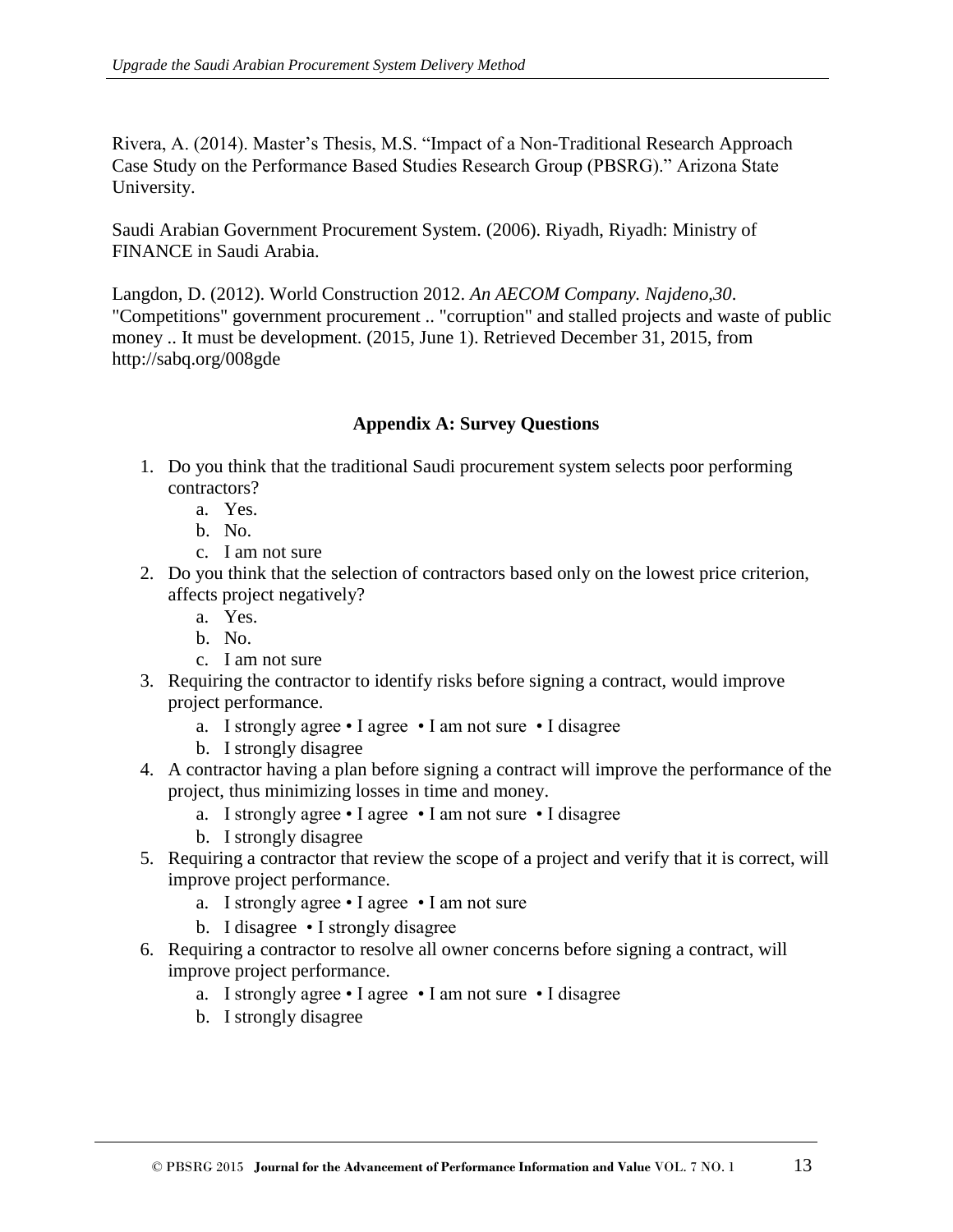Rivera, A. (2014). Master's Thesis, M.S. "Impact of a Non-Traditional Research Approach Case Study on the Performance Based Studies Research Group (PBSRG)." Arizona State University.

Saudi Arabian Government Procurement System. (2006). Riyadh, Riyadh: Ministry of FINANCE in Saudi Arabia.

Langdon, D. (2012). World Construction 2012. *An AECOM Company. Najdeno,30*. "Competitions" government procurement .. "corruption" and stalled projects and waste of public money .. It must be development. (2015, June 1). Retrieved December 31, 2015, from http://sabq.org/008gde

## Appendix A: Survey Questions

1. Do you think that the traditional Saudi procurement system selects poor performing contractors?
   a. Yes.
   b. No.
   c. I am not sure
2. Do you think that the selection of contractors based only on the lowest price criterion, affects project negatively?
   a. Yes.
   b. No.
   c. I am not sure
3. Requiring the contractor to identify risks before signing a contract, would improve project performance.
   a. I strongly agree • I agree • I am not sure • I disagree
   b. I strongly disagree
4. A contractor having a plan before signing a contract will improve the performance of the project, thus minimizing losses in time and money.
   a. I strongly agree • I agree • I am not sure • I disagree
   b. I strongly disagree
5. Requiring a contractor that review the scope of a project and verify that it is correct, will improve project performance.
   a. I strongly agree • I agree • I am not sure
   b. I disagree • I strongly disagree
6. Requiring a contractor to resolve all owner concerns before signing a contract, will improve project performance.
   a. I strongly agree • I agree • I am not sure • I disagree
   b. I strongly disagree